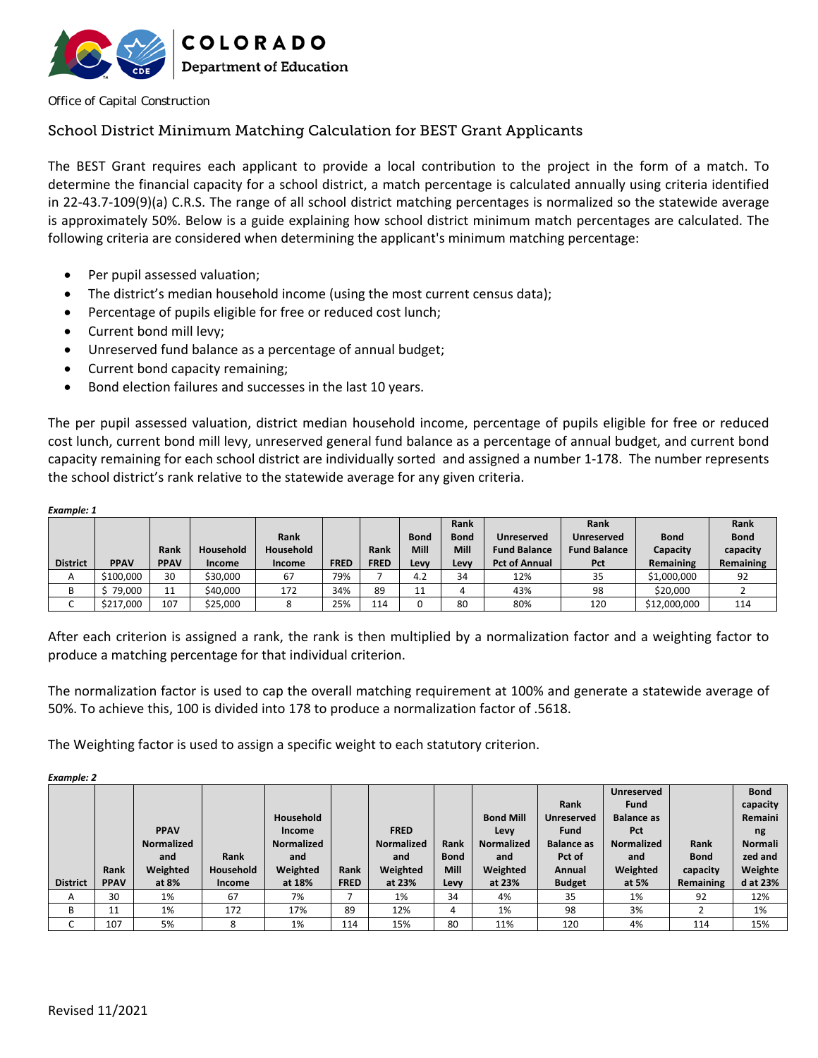COLORADO
Department of Education

Office of Capital Construction

## School District Minimum Matching Calculation for BEST Grant Applicants

The BEST Grant requires each applicant to provide a local contribution to the project in the form of a match. To determine the financial capacity for a school district, a match percentage is calculated annually using criteria identified in 22-43.7-109(9)(a) C.R.S. The range of all school district matching percentages is normalized so the statewide average is approximately 50%. Below is a guide explaining how school district minimum match percentages are calculated. The following criteria are considered when determining the applicant's minimum matching percentage:

- Per pupil assessed valuation;
- The district's median household income (using the most current census data);
- Percentage of pupils eligible for free or reduced cost lunch;
- Current bond mill levy;
- Unreserved fund balance as a percentage of annual budget;
- Current bond capacity remaining;
- Bond election failures and successes in the last 10 years.

The per pupil assessed valuation, district median household income, percentage of pupils eligible for free or reduced cost lunch, current bond mill levy, unreserved general fund balance as a percentage of annual budget, and current bond capacity remaining for each school district are individually sorted and assigned a number 1-178. The number represents the school district's rank relative to the statewide average for any given criteria.

***Example: 1***

| District | PPAV | Rank PPAV | Household Income | Rank Household Income | FRED | Rank FRED | Bond Mill Levy | Rank Bond Mill Levy | Unreserved Fund Balance Pct of Annual | Rank Unreserved Fund Balance Pct | Bond Capacity Remaining | Rank Bond capacity Remaining |
|---|---|---|---|---|---|---|---|---|---|---|---|---|
| A | $100,000 | 30 | $30,000 | 67 | 79% | 7 | 4.2 | 34 | 12% | 35 | $1,000,000 | 92 |
| B | $ 79,000 | 11 | $40,000 | 172 | 34% | 89 | 11 | 4 | 43% | 98 | $20,000 | 2 |
| C | $217,000 | 107 | $25,000 | 8 | 25% | 114 | 0 | 80 | 80% | 120 | $12,000,000 | 114 |

After each criterion is assigned a rank, the rank is then multiplied by a normalization factor and a weighting factor to produce a matching percentage for that individual criterion.

The normalization factor is used to cap the overall matching requirement at 100% and generate a statewide average of 50%. To achieve this, 100 is divided into 178 to produce a normalization factor of .5618.

The Weighting factor is used to assign a specific weight to each statutory criterion.

***Example: 2***

| District | Rank PPAV | PPAV Normalized and Weighted at 8% | Rank Household Income | Household Income Normalized and Weighted at 18% | Rank FRED | FRED Normalized and Weighted at 23% | Rank Bond Mill Levy | Bond Mill Levy Normalized and Weighted at 23% | Rank Unreserved Fund Balance as Pct of Annual Budget | Unreserved Fund Balance as Pct Normalized and Weighted at 5% | Rank Bond capacity Remaining | Bond capacity Remaining Normalized and Weighted at 23% |
|---|---|---|---|---|---|---|---|---|---|---|---|---|
| A | 30 | 1% | 67 | 7% | 7 | 1% | 34 | 4% | 35 | 1% | 92 | 12% |
| B | 11 | 1% | 172 | 17% | 89 | 12% | 4 | 1% | 98 | 3% | 2 | 1% |
| C | 107 | 5% | 8 | 1% | 114 | 15% | 80 | 11% | 120 | 4% | 114 | 15% |

Revised 11/2021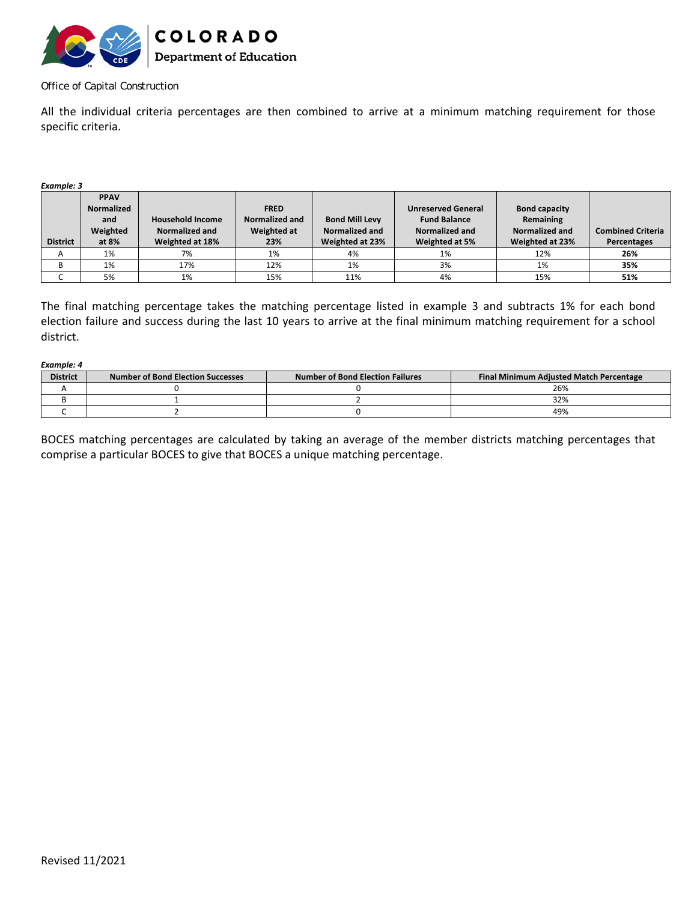Office of Capital Construction

All the individual criteria percentages are then combined to arrive at a minimum matching requirement for those specific criteria.

***Example: 3***

| District | PPAV Normalized and Weighted at 8% | Household Income Normalized and Weighted at 18% | FRED Normalized and Weighted at 23% | Bond Mill Levy Normalized and Weighted at 23% | Unreserved General Fund Balance Normalized and Weighted at 5% | Bond capacity Remaining Normalized and Weighted at 23% | Combined Criteria Percentages |
|---|---|---|---|---|---|---|---|
| A | 1% | 7% | 1% | 4% | 1% | 12% | **26%** |
| B | 1% | 17% | 12% | 1% | 3% | 1% | **35%** |
| C | 5% | 1% | 15% | 11% | 4% | 15% | **51%** |

The final matching percentage takes the matching percentage listed in example 3 and subtracts 1% for each bond election failure and success during the last 10 years to arrive at the final minimum matching requirement for a school district.

***Example: 4***

| District | Number of Bond Election Successes | Number of Bond Election Failures | Final Minimum Adjusted Match Percentage |
|---|---|---|---|
| A | 0 | 0 | 26% |
| B | 1 | 2 | 32% |
| C | 2 | 0 | 49% |

BOCES matching percentages are calculated by taking an average of the member districts matching percentages that comprise a particular BOCES to give that BOCES a unique matching percentage.

Revised 11/2021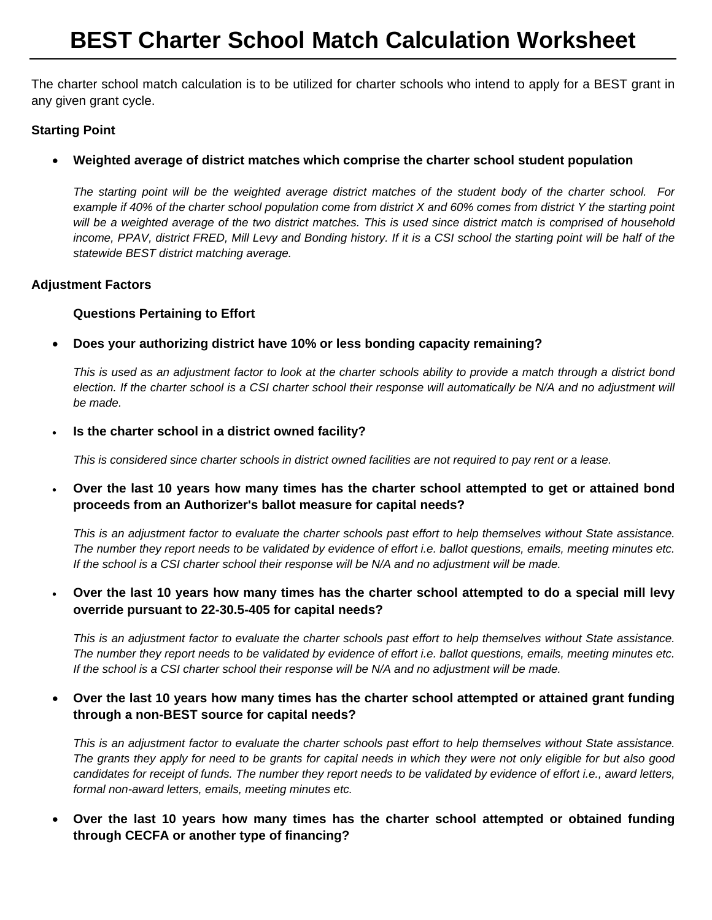# BEST Charter School Match Calculation Worksheet

The charter school match calculation is to be utilized for charter schools who intend to apply for a BEST grant in any given grant cycle.

**Starting Point**

- **Weighted average of district matches which comprise the charter school student population**

  *The starting point will be the weighted average district matches of the student body of the charter school. For example if 40% of the charter school population come from district X and 60% comes from district Y the starting point will be a weighted average of the two district matches. This is used since district match is comprised of household income, PPAV, district FRED, Mill Levy and Bonding history. If it is a CSI school the starting point will be half of the statewide BEST district matching average.*

**Adjustment Factors**

**Questions Pertaining to Effort**

- **Does your authorizing district have 10% or less bonding capacity remaining?**

  *This is used as an adjustment factor to look at the charter schools ability to provide a match through a district bond election. If the charter school is a CSI charter school their response will automatically be N/A and no adjustment will be made.*

- **Is the charter school in a district owned facility?**

  *This is considered since charter schools in district owned facilities are not required to pay rent or a lease.*

- **Over the last 10 years how many times has the charter school attempted to get or attained bond proceeds from an Authorizer's ballot measure for capital needs?**

  *This is an adjustment factor to evaluate the charter schools past effort to help themselves without State assistance. The number they report needs to be validated by evidence of effort i.e. ballot questions, emails, meeting minutes etc. If the school is a CSI charter school their response will be N/A and no adjustment will be made.*

- **Over the last 10 years how many times has the charter school attempted to do a special mill levy override pursuant to 22-30.5-405 for capital needs?**

  *This is an adjustment factor to evaluate the charter schools past effort to help themselves without State assistance. The number they report needs to be validated by evidence of effort i.e. ballot questions, emails, meeting minutes etc. If the school is a CSI charter school their response will be N/A and no adjustment will be made.*

- **Over the last 10 years how many times has the charter school attempted or attained grant funding through a non-BEST source for capital needs?**

  *This is an adjustment factor to evaluate the charter schools past effort to help themselves without State assistance. The grants they apply for need to be grants for capital needs in which they were not only eligible for but also good candidates for receipt of funds. The number they report needs to be validated by evidence of effort i.e., award letters, formal non-award letters, emails, meeting minutes etc.*

- **Over the last 10 years how many times has the charter school attempted or obtained funding through CECFA or another type of financing?**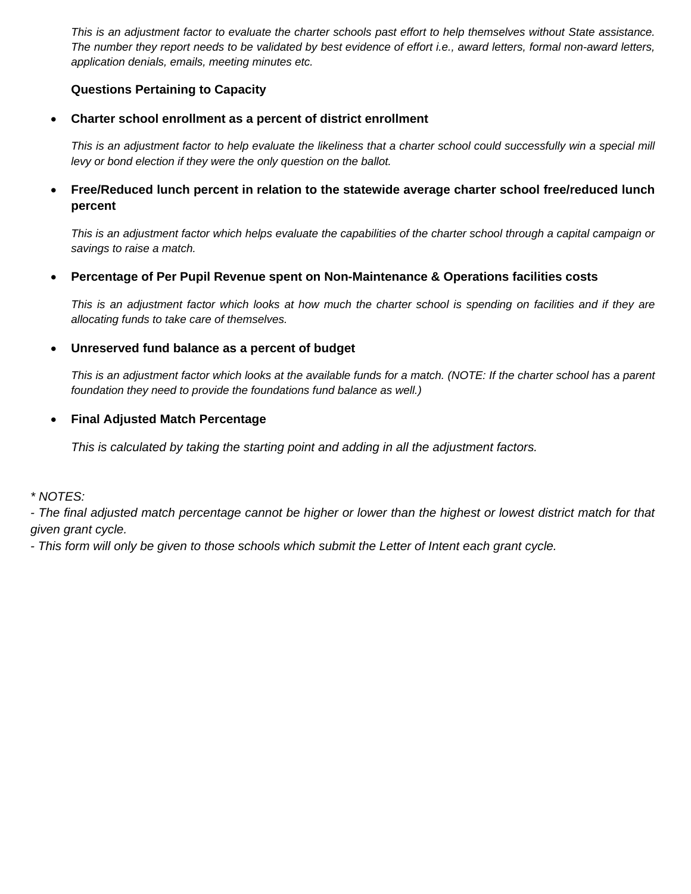*This is an adjustment factor to evaluate the charter schools past effort to help themselves without State assistance. The number they report needs to be validated by best evidence of effort i.e., award letters, formal non-award letters, application denials, emails, meeting minutes etc.*

**Questions Pertaining to Capacity**

- **Charter school enrollment as a percent of district enrollment**

  *This is an adjustment factor to help evaluate the likeliness that a charter school could successfully win a special mill levy or bond election if they were the only question on the ballot.*

- **Free/Reduced lunch percent in relation to the statewide average charter school free/reduced lunch percent**

  *This is an adjustment factor which helps evaluate the capabilities of the charter school through a capital campaign or savings to raise a match.*

- **Percentage of Per Pupil Revenue spent on Non-Maintenance & Operations facilities costs**

  *This is an adjustment factor which looks at how much the charter school is spending on facilities and if they are allocating funds to take care of themselves.*

- **Unreserved fund balance as a percent of budget**

  *This is an adjustment factor which looks at the available funds for a match. (NOTE: If the charter school has a parent foundation they need to provide the foundations fund balance as well.)*

- **Final Adjusted Match Percentage**

  *This is calculated by taking the starting point and adding in all the adjustment factors.*

*\* NOTES:*
*- The final adjusted match percentage cannot be higher or lower than the highest or lowest district match for that given grant cycle.*
*- This form will only be given to those schools which submit the Letter of Intent each grant cycle.*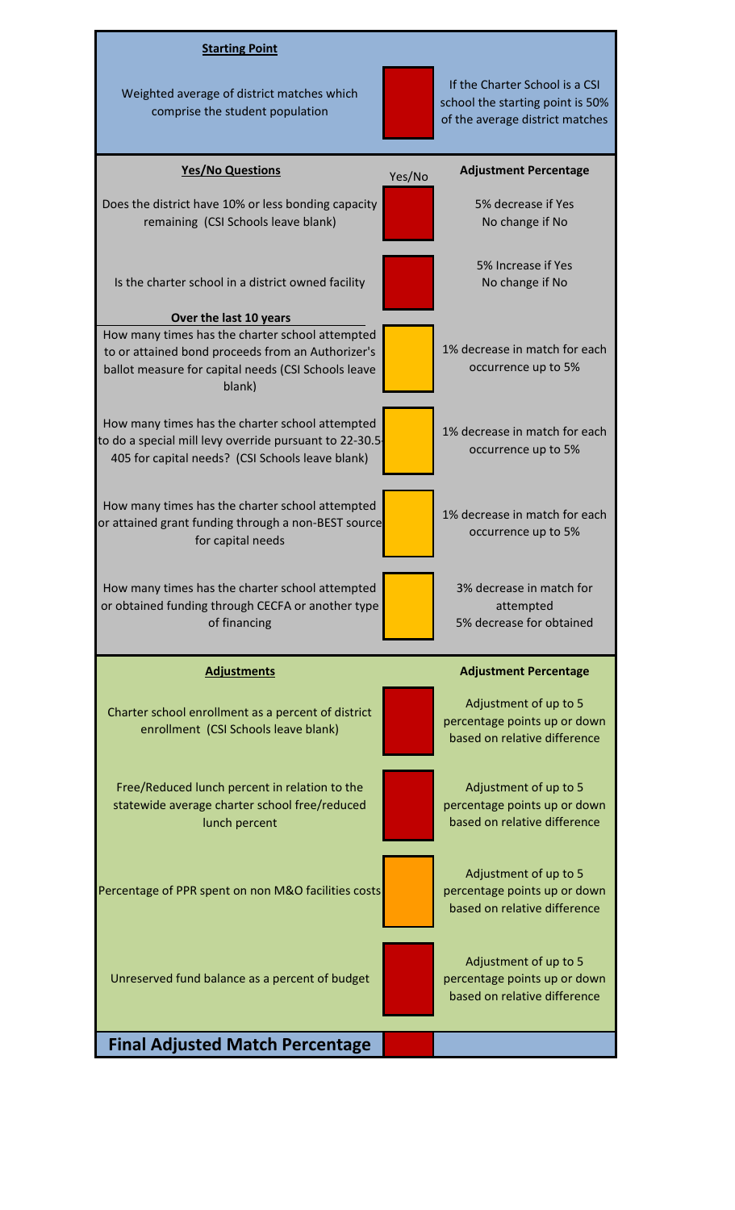| Starting Point | | |
|---|---|---|
| Weighted average of district matches which comprise the student population | | If the Charter School is a CSI school the starting point is 50% of the average district matches |

| Yes/No Questions | Yes/No | Adjustment Percentage |
|---|---|---|
| Does the district have 10% or less bonding capacity remaining (CSI Schools leave blank) | | 5% decrease if Yes<br>No change if No |
| Is the charter school in a district owned facility | | 5% Increase if Yes<br>No change if No |
| **Over the last 10 years**<br>How many times has the charter school attempted to or attained bond proceeds from an Authorizer's ballot measure for capital needs (CSI Schools leave blank) | | 1% decrease in match for each occurrence up to 5% |
| How many times has the charter school attempted to do a special mill levy override pursuant to 22-30.5-405 for capital needs? (CSI Schools leave blank) | | 1% decrease in match for each occurrence up to 5% |
| How many times has the charter school attempted or attained grant funding through a non-BEST source for capital needs | | 1% decrease in match for each occurrence up to 5% |
| How many times has the charter school attempted or obtained funding through CECFA or another type of financing | | 3% decrease in match for attempted<br>5% decrease for obtained |

| Adjustments | | Adjustment Percentage |
|---|---|---|
| Charter school enrollment as a percent of district enrollment (CSI Schools leave blank) | | Adjustment of up to 5 percentage points up or down based on relative difference |
| Free/Reduced lunch percent in relation to the statewide average charter school free/reduced lunch percent | | Adjustment of up to 5 percentage points up or down based on relative difference |
| Percentage of PPR spent on non M&O facilities costs | | Adjustment of up to 5 percentage points up or down based on relative difference |
| Unreserved fund balance as a percent of budget | | Adjustment of up to 5 percentage points up or down based on relative difference |

## Final Adjusted Match Percentage